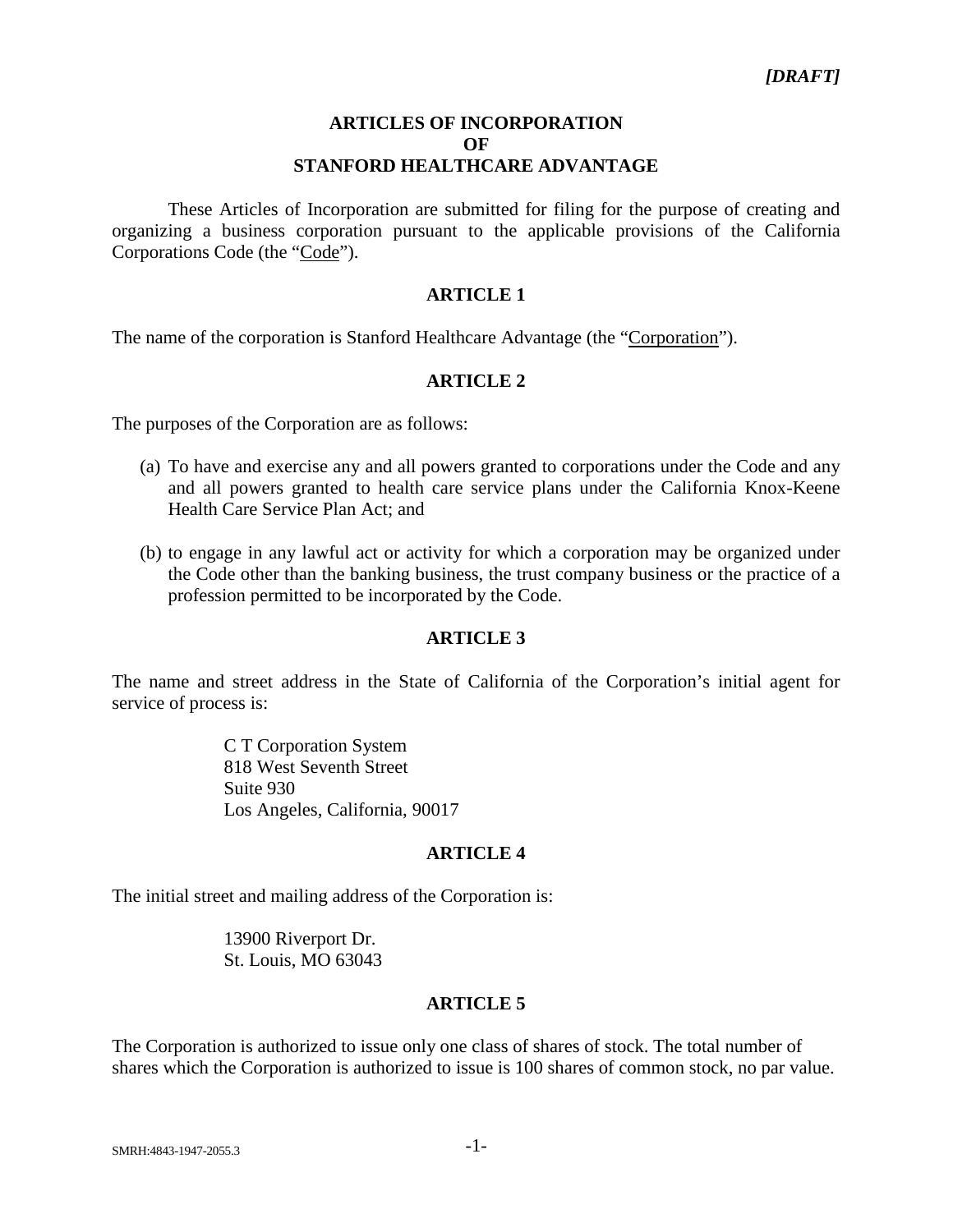*[DRAFT]*

# ARTICLES OF INCORPORATION OF STANFORD HEALTHCARE ADVANTAGE

These Articles of Incorporation are submitted for filing for the purpose of creating and organizing a business corporation pursuant to the applicable provisions of the California Corporations Code (the "Code").

## ARTICLE 1

The name of the corporation is Stanford Healthcare Advantage (the "Corporation").

## ARTICLE 2

The purposes of the Corporation are as follows:

(a) To have and exercise any and all powers granted to corporations under the Code and any and all powers granted to health care service plans under the California Knox-Keene Health Care Service Plan Act; and

(b) to engage in any lawful act or activity for which a corporation may be organized under the Code other than the banking business, the trust company business or the practice of a profession permitted to be incorporated by the Code.

## ARTICLE 3

The name and street address in the State of California of the Corporation's initial agent for service of process is:

C T Corporation System
818 West Seventh Street
Suite 930
Los Angeles, California, 90017

## ARTICLE 4

The initial street and mailing address of the Corporation is:

13900 Riverport Dr.
St. Louis, MO 63043

## ARTICLE 5

The Corporation is authorized to issue only one class of shares of stock. The total number of shares which the Corporation is authorized to issue is 100 shares of common stock, no par value.

SMRH:4843-1947-2055.3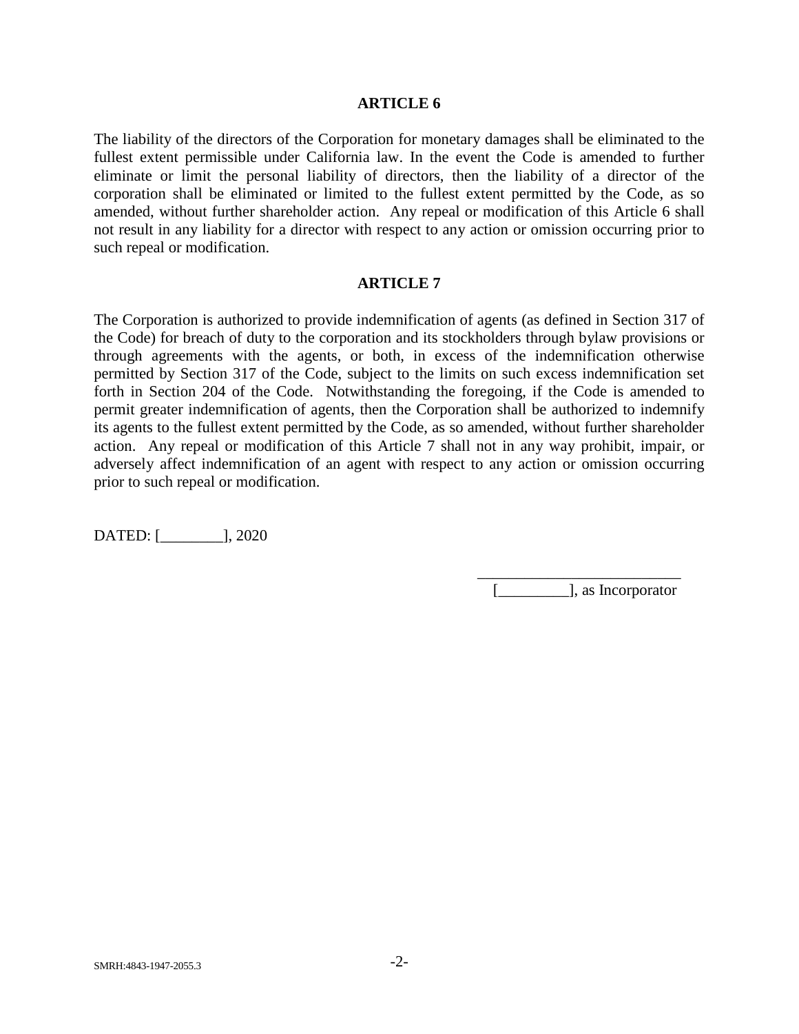## ARTICLE 6

The liability of the directors of the Corporation for monetary damages shall be eliminated to the fullest extent permissible under California law. In the event the Code is amended to further eliminate or limit the personal liability of directors, then the liability of a director of the corporation shall be eliminated or limited to the fullest extent permitted by the Code, as so amended, without further shareholder action. Any repeal or modification of this Article 6 shall not result in any liability for a director with respect to any action or omission occurring prior to such repeal or modification.

## ARTICLE 7

The Corporation is authorized to provide indemnification of agents (as defined in Section 317 of the Code) for breach of duty to the corporation and its stockholders through bylaw provisions or through agreements with the agents, or both, in excess of the indemnification otherwise permitted by Section 317 of the Code, subject to the limits on such excess indemnification set forth in Section 204 of the Code. Notwithstanding the foregoing, if the Code is amended to permit greater indemnification of agents, then the Corporation shall be authorized to indemnify its agents to the fullest extent permitted by the Code, as so amended, without further shareholder action. Any repeal or modification of this Article 7 shall not in any way prohibit, impair, or adversely affect indemnification of an agent with respect to any action or omission occurring prior to such repeal or modification.

DATED: [________], 2020

__________________________

[_________], as Incorporator

SMRH:4843-1947-2055.3